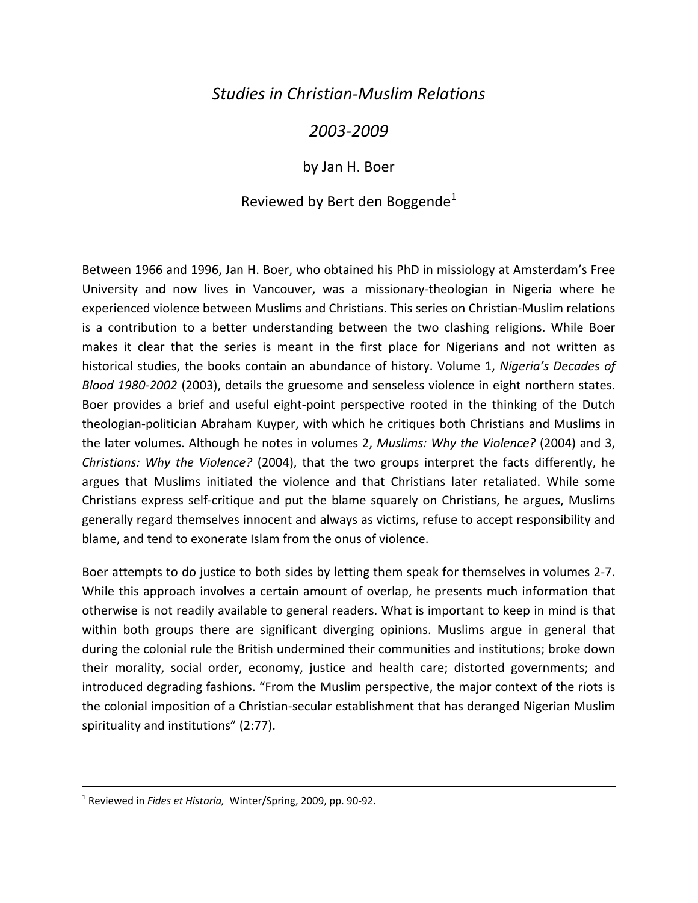# *Studies in Christian-Muslim Relations*

## *2003-2009*

by Jan H. Boer

Reviewed by Bert den Boggende[1]

Between 1966 and 1996, Jan H. Boer, who obtained his PhD in missiology at Amsterdam's Free University and now lives in Vancouver, was a missionary-theologian in Nigeria where he experienced violence between Muslims and Christians. This series on Christian-Muslim relations is a contribution to a better understanding between the two clashing religions. While Boer makes it clear that the series is meant in the first place for Nigerians and not written as historical studies, the books contain an abundance of history. Volume 1, *Nigeria's Decades of Blood 1980-2002* (2003), details the gruesome and senseless violence in eight northern states. Boer provides a brief and useful eight-point perspective rooted in the thinking of the Dutch theologian-politician Abraham Kuyper, with which he critiques both Christians and Muslims in the later volumes. Although he notes in volumes 2, *Muslims: Why the Violence?* (2004) and 3, *Christians: Why the Violence?* (2004), that the two groups interpret the facts differently, he argues that Muslims initiated the violence and that Christians later retaliated. While some Christians express self-critique and put the blame squarely on Christians, he argues, Muslims generally regard themselves innocent and always as victims, refuse to accept responsibility and blame, and tend to exonerate Islam from the onus of violence.

Boer attempts to do justice to both sides by letting them speak for themselves in volumes 2-7. While this approach involves a certain amount of overlap, he presents much information that otherwise is not readily available to general readers. What is important to keep in mind is that within both groups there are significant diverging opinions. Muslims argue in general that during the colonial rule the British undermined their communities and institutions; broke down their morality, social order, economy, justice and health care; distorted governments; and introduced degrading fashions. "From the Muslim perspective, the major context of the riots is the colonial imposition of a Christian-secular establishment that has deranged Nigerian Muslim spirituality and institutions" (2:77).

---

[1] Reviewed in *Fides et Historia,* Winter/Spring, 2009, pp. 90-92.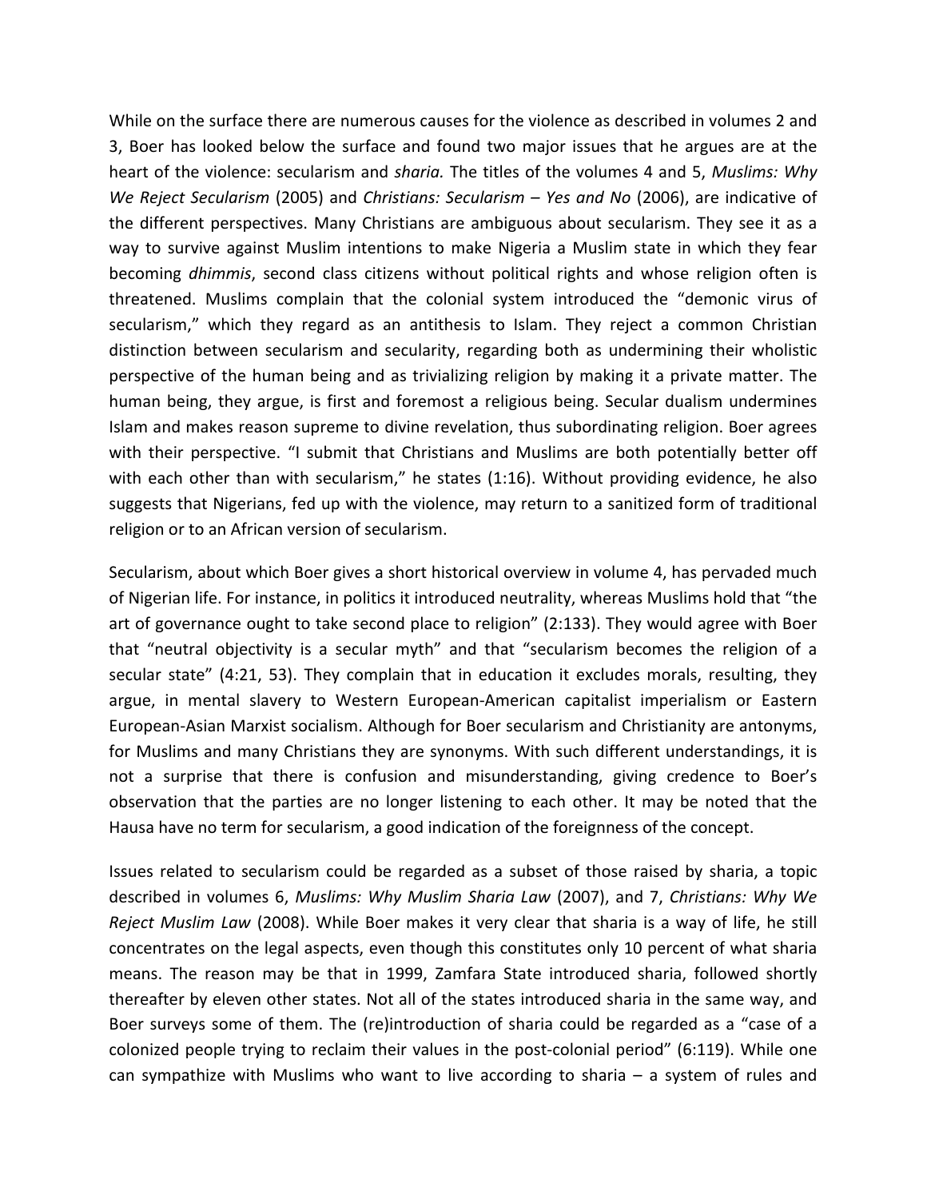While on the surface there are numerous causes for the violence as described in volumes 2 and 3, Boer has looked below the surface and found two major issues that he argues are at the heart of the violence: secularism and *sharia.* The titles of the volumes 4 and 5, *Muslims: Why We Reject Secularism* (2005) and *Christians: Secularism – Yes and No* (2006), are indicative of the different perspectives. Many Christians are ambiguous about secularism. They see it as a way to survive against Muslim intentions to make Nigeria a Muslim state in which they fear becoming *dhimmis*, second class citizens without political rights and whose religion often is threatened. Muslims complain that the colonial system introduced the "demonic virus of secularism," which they regard as an antithesis to Islam. They reject a common Christian distinction between secularism and secularity, regarding both as undermining their wholistic perspective of the human being and as trivializing religion by making it a private matter. The human being, they argue, is first and foremost a religious being. Secular dualism undermines Islam and makes reason supreme to divine revelation, thus subordinating religion. Boer agrees with their perspective. "I submit that Christians and Muslims are both potentially better off with each other than with secularism," he states (1:16). Without providing evidence, he also suggests that Nigerians, fed up with the violence, may return to a sanitized form of traditional religion or to an African version of secularism.

Secularism, about which Boer gives a short historical overview in volume 4, has pervaded much of Nigerian life. For instance, in politics it introduced neutrality, whereas Muslims hold that "the art of governance ought to take second place to religion" (2:133). They would agree with Boer that "neutral objectivity is a secular myth" and that "secularism becomes the religion of a secular state" (4:21, 53). They complain that in education it excludes morals, resulting, they argue, in mental slavery to Western European-American capitalist imperialism or Eastern European-Asian Marxist socialism. Although for Boer secularism and Christianity are antonyms, for Muslims and many Christians they are synonyms. With such different understandings, it is not a surprise that there is confusion and misunderstanding, giving credence to Boer's observation that the parties are no longer listening to each other. It may be noted that the Hausa have no term for secularism, a good indication of the foreignness of the concept.

Issues related to secularism could be regarded as a subset of those raised by sharia, a topic described in volumes 6, *Muslims: Why Muslim Sharia Law* (2007), and 7, *Christians: Why We Reject Muslim Law* (2008). While Boer makes it very clear that sharia is a way of life, he still concentrates on the legal aspects, even though this constitutes only 10 percent of what sharia means. The reason may be that in 1999, Zamfara State introduced sharia, followed shortly thereafter by eleven other states. Not all of the states introduced sharia in the same way, and Boer surveys some of them. The (re)introduction of sharia could be regarded as a "case of a colonized people trying to reclaim their values in the post-colonial period" (6:119). While one can sympathize with Muslims who want to live according to sharia – a system of rules and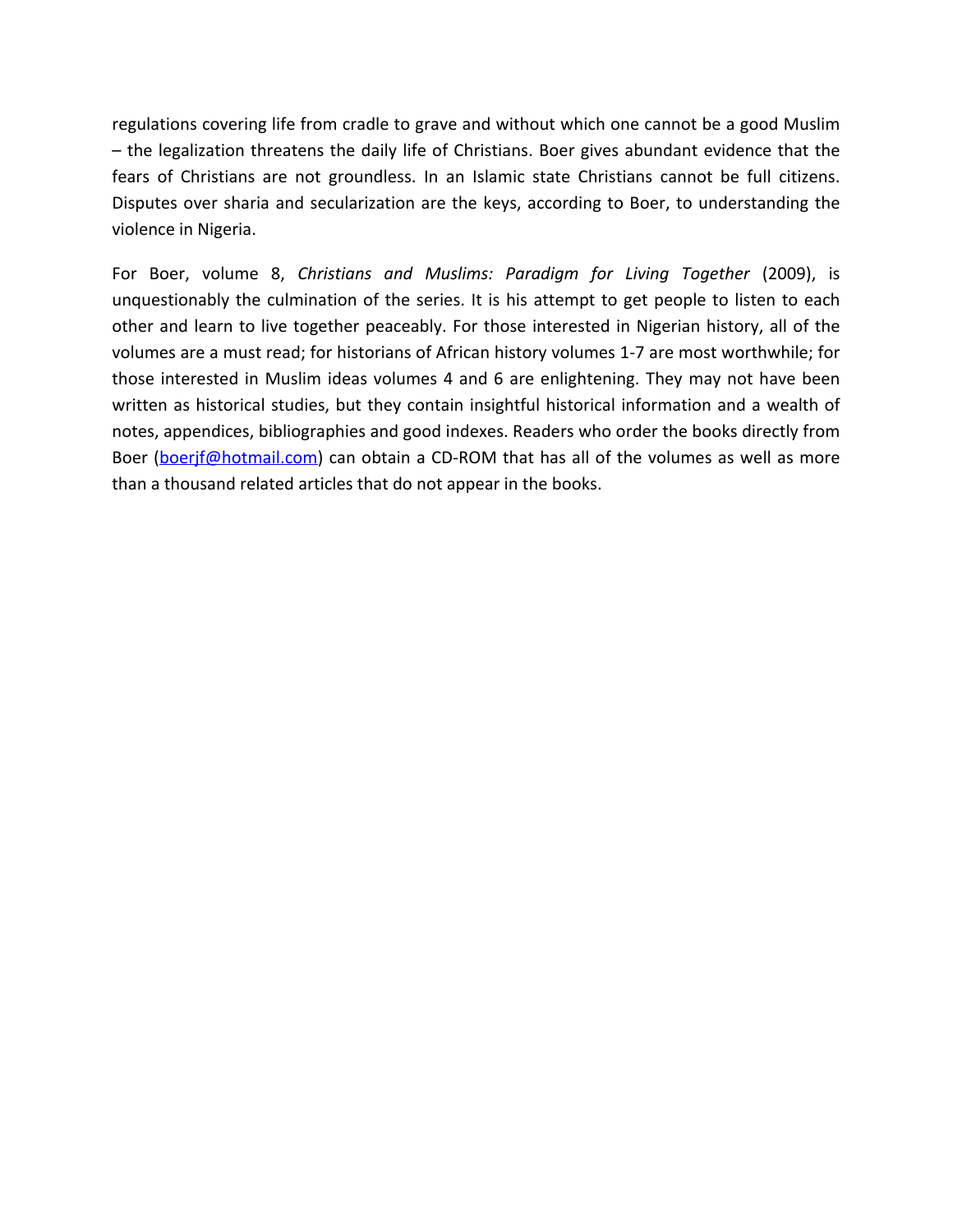regulations covering life from cradle to grave and without which one cannot be a good Muslim – the legalization threatens the daily life of Christians. Boer gives abundant evidence that the fears of Christians are not groundless. In an Islamic state Christians cannot be full citizens. Disputes over sharia and secularization are the keys, according to Boer, to understanding the violence in Nigeria.

For Boer, volume 8, *Christians and Muslims: Paradigm for Living Together* (2009), is unquestionably the culmination of the series. It is his attempt to get people to listen to each other and learn to live together peaceably. For those interested in Nigerian history, all of the volumes are a must read; for historians of African history volumes 1-7 are most worthwhile; for those interested in Muslim ideas volumes 4 and 6 are enlightening. They may not have been written as historical studies, but they contain insightful historical information and a wealth of notes, appendices, bibliographies and good indexes. Readers who order the books directly from Boer (boerjf@hotmail.com) can obtain a CD-ROM that has all of the volumes as well as more than a thousand related articles that do not appear in the books.